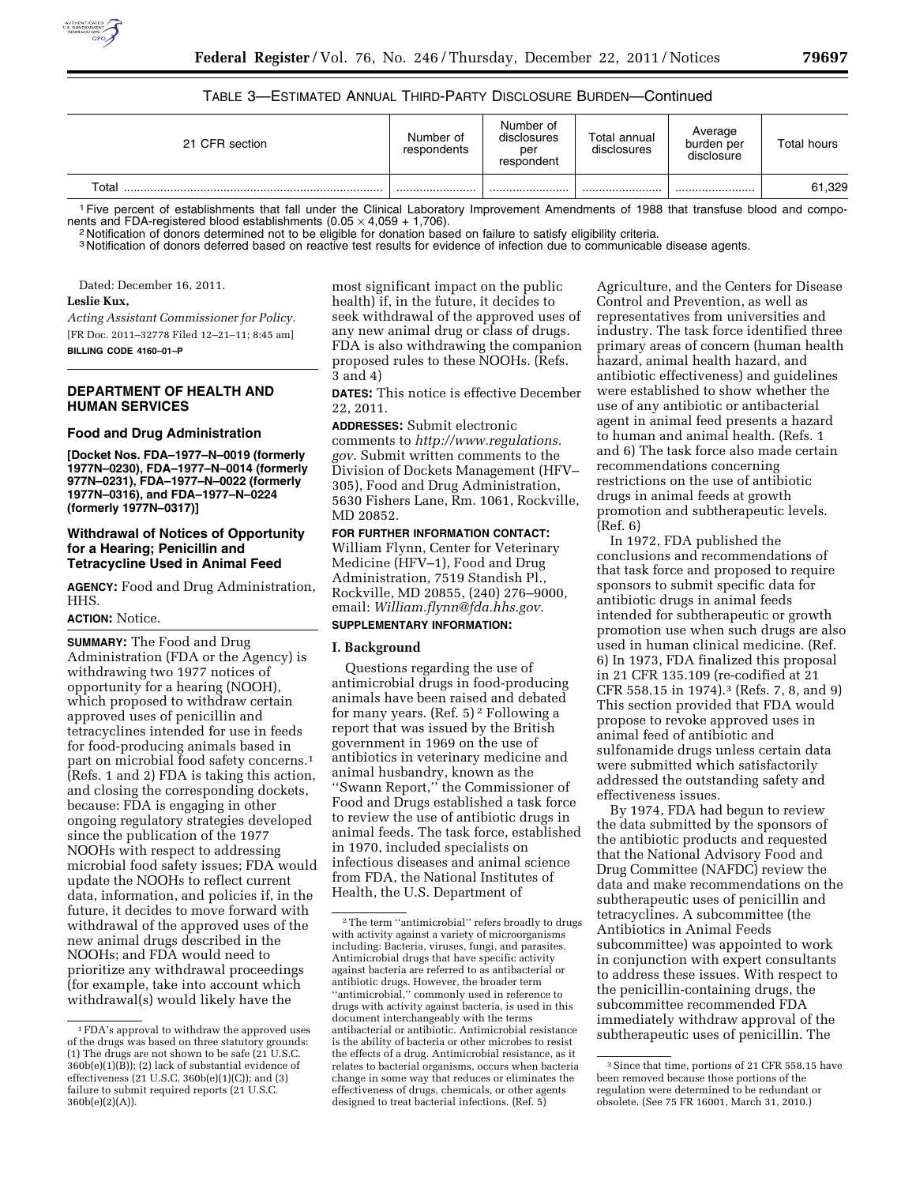TABLE 3—ESTIMATED ANNUAL THIRD-PARTY DISCLOSURE BURDEN—Continued

| 21 CFR section | Number of respondents | Number of disclosures per respondent | Total annual disclosures | Average burden per disclosure | Total hours |
|---|---|---|---|---|---|
| Total | | | | | 61,329 |

[1] Five percent of establishments that fall under the Clinical Laboratory Improvement Amendments of 1988 that transfuse blood and components and FDA-registered blood establishments ($0.05 \times 4{,}059 + 1{,}706$).

[2] Notification of donors determined not to be eligible for donation based on failure to satisfy eligibility criteria.

[3] Notification of donors deferred based on reactive test results for evidence of infection due to communicable disease agents.

Dated: December 16, 2011.

**Leslie Kux,**

*Acting Assistant Commissioner for Policy.*

[FR Doc. 2011–32778 Filed 12–21–11; 8:45 am]

**BILLING CODE 4160–01–P**

## DEPARTMENT OF HEALTH AND HUMAN SERVICES

### Food and Drug Administration

**[Docket Nos. FDA–1977–N–0019 (formerly 1977N–0230), FDA–1977–N–0014 (formerly 977N–0231), FDA–1977–N–0022 (formerly 1977N–0316), and FDA–1977–N–0224 (formerly 1977N–0317)]**

### Withdrawal of Notices of Opportunity for a Hearing; Penicillin and Tetracycline Used in Animal Feed

**AGENCY:** Food and Drug Administration, HHS.

**ACTION:** Notice.

**SUMMARY:** The Food and Drug Administration (FDA or the Agency) is withdrawing two 1977 notices of opportunity for a hearing (NOOH), which proposed to withdraw certain approved uses of penicillin and tetracyclines intended for use in feeds for food-producing animals based in part on microbial food safety concerns.[1] (Refs. 1 and 2) FDA is taking this action, and closing the corresponding dockets, because: FDA is engaging in other ongoing regulatory strategies developed since the publication of the 1977 NOOHs with respect to addressing microbial food safety issues; FDA would update the NOOHs to reflect current data, information, and policies if, in the future, it decides to move forward with withdrawal of the approved uses of the new animal drugs described in the NOOHs; and FDA would need to prioritize any withdrawal proceedings (for example, take into account which withdrawal(s) would likely have the most significant impact on the public health) if, in the future, it decides to seek withdrawal of the approved uses of any new animal drug or class of drugs. FDA is also withdrawing the companion proposed rules to these NOOHs. (Refs. 3 and 4)

**DATES:** This notice is effective December 22, 2011.

**ADDRESSES:** Submit electronic comments to *http://www.regulations.gov*. Submit written comments to the Division of Dockets Management (HFV–305), Food and Drug Administration, 5630 Fishers Lane, Rm. 1061, Rockville, MD 20852.

**FOR FURTHER INFORMATION CONTACT:** William Flynn, Center for Veterinary Medicine (HFV–1), Food and Drug Administration, 7519 Standish Pl., Rockville, MD 20855, (240) 276–9000, email: *William.flynn@fda.hhs.gov.*

**SUPPLEMENTARY INFORMATION:**

#### I. Background

Questions regarding the use of antimicrobial drugs in food-producing animals have been raised and debated for many years. (Ref. 5)[2] Following a report that was issued by the British government in 1969 on the use of antibiotics in veterinary medicine and animal husbandry, known as the ''Swann Report,'' the Commissioner of Food and Drugs established a task force to review the use of antibiotic drugs in animal feeds. The task force, established in 1970, included specialists on infectious diseases and animal science from FDA, the National Institutes of Health, the U.S. Department of Agriculture, and the Centers for Disease Control and Prevention, as well as representatives from universities and industry. The task force identified three primary areas of concern (human health hazard, animal health hazard, and antibiotic effectiveness) and guidelines were established to show whether the use of any antibiotic or antibacterial agent in animal feed presents a hazard to human and animal health. (Refs. 1 and 6) The task force also made certain recommendations concerning restrictions on the use of antibiotic drugs in animal feeds at growth promotion and subtherapeutic levels. (Ref. 6)

In 1972, FDA published the conclusions and recommendations of that task force and proposed to require sponsors to submit specific data for antibiotic drugs in animal feeds intended for subtherapeutic or growth promotion use when such drugs are also used in human clinical medicine. (Ref. 6) In 1973, FDA finalized this proposal in 21 CFR 135.109 (re-codified at 21 CFR 558.15 in 1974).[3] (Refs. 7, 8, and 9) This section provided that FDA would propose to revoke approved uses in animal feed of antibiotic and sulfonamide drugs unless certain data were submitted which satisfactorily addressed the outstanding safety and effectiveness issues.

By 1974, FDA had begun to review the data submitted by the sponsors of the antibiotic products and requested that the National Advisory Food and Drug Committee (NAFDC) review the data and make recommendations on the subtherapeutic uses of penicillin and tetracyclines. A subcommittee (the Antibiotics in Animal Feeds subcommittee) was appointed to work in conjunction with expert consultants to address these issues. With respect to the penicillin-containing drugs, the subcommittee recommended FDA immediately withdraw approval of the subtherapeutic uses of penicillin. The

[1] FDA's approval to withdraw the approved uses of the drugs was based on three statutory grounds: (1) The drugs are not shown to be safe (21 U.S.C. 360b(e)(1)(B)); (2) lack of substantial evidence of effectiveness (21 U.S.C. 360b(e)(1)(C)); and (3) failure to submit required reports (21 U.S.C. 360b(e)(2)(A)).

[2] The term ''antimicrobial'' refers broadly to drugs with activity against a variety of microorganisms including: Bacteria, viruses, fungi, and parasites. Antimicrobial drugs that have specific activity against bacteria are referred to as antibacterial or antibiotic drugs. However, the broader term ''antimicrobial,'' commonly used in reference to drugs with activity against bacteria, is used in this document interchangeably with the terms antibacterial or antibiotic. Antimicrobial resistance is the ability of bacteria or other microbes to resist the effects of a drug. Antimicrobial resistance, as it relates to bacterial organisms, occurs when bacteria change in some way that reduces or eliminates the effectiveness of drugs, chemicals, or other agents designed to treat bacterial infections. (Ref. 5)

[3] Since that time, portions of 21 CFR 558.15 have been removed because those portions of the regulation were determined to be redundant or obsolete. (See 75 FR 16001, March 31, 2010.)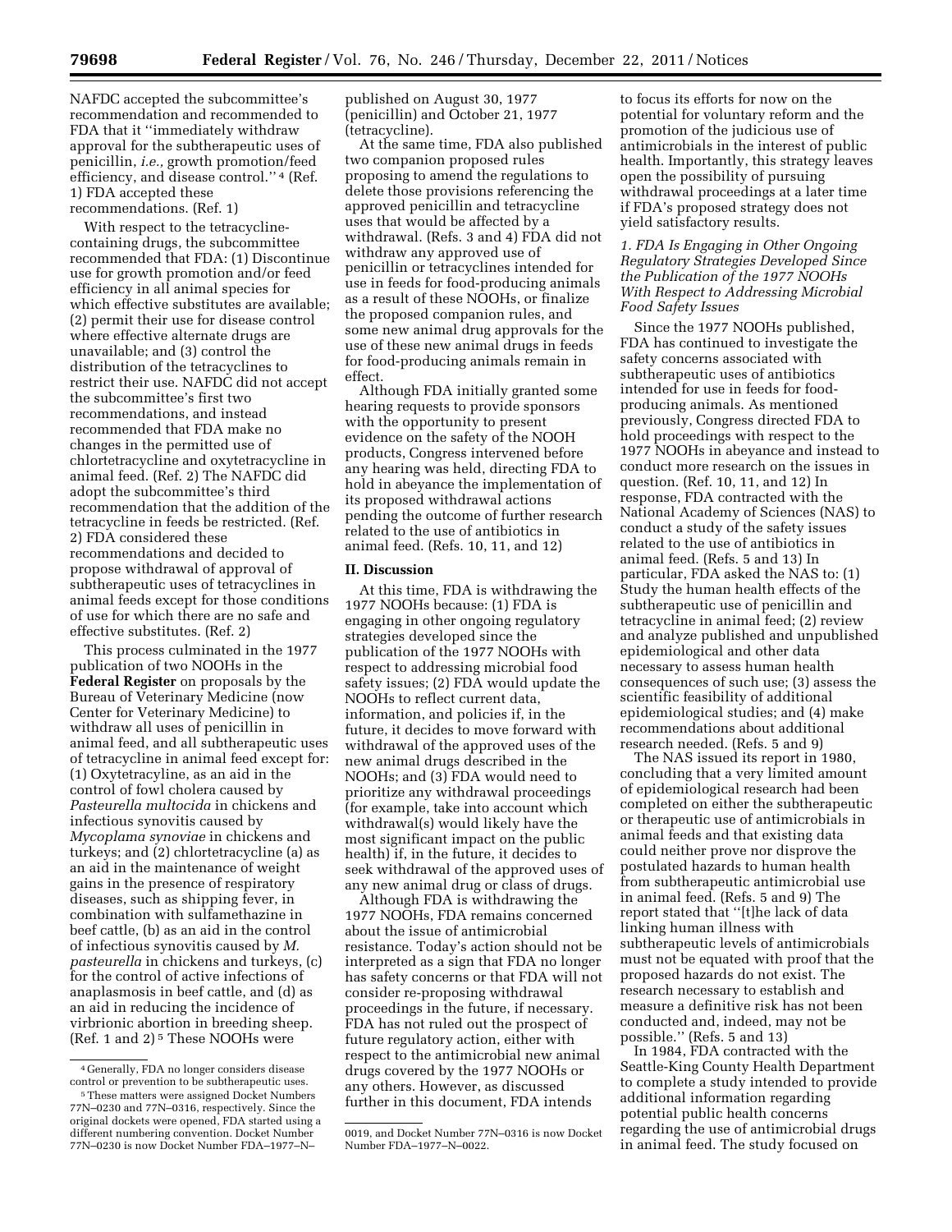NAFDC accepted the subcommittee's recommendation and recommended to FDA that it "immediately withdraw approval for the subtherapeutic uses of penicillin, *i.e.,* growth promotion/feed efficiency, and disease control." [4] (Ref. 1) FDA accepted these recommendations. (Ref. 1)

With respect to the tetracycline-containing drugs, the subcommittee recommended that FDA: (1) Discontinue use for growth promotion and/or feed efficiency in all animal species for which effective substitutes are available; (2) permit their use for disease control where effective alternate drugs are unavailable; and (3) control the distribution of the tetracyclines to restrict their use. NAFDC did not accept the subcommittee's first two recommendations, and instead recommended that FDA make no changes in the permitted use of chlortetracycline and oxytetracycline in animal feed. (Ref. 2) The NAFDC did adopt the subcommittee's third recommendation that the addition of the tetracycline in feeds be restricted. (Ref. 2) FDA considered these recommendations and decided to propose withdrawal of approval of subtherapeutic uses of tetracyclines in animal feeds except for those conditions of use for which there are no safe and effective substitutes. (Ref. 2)

This process culminated in the 1977 publication of two NOOHs in the **Federal Register** on proposals by the Bureau of Veterinary Medicine (now Center for Veterinary Medicine) to withdraw all uses of penicillin in animal feed, and all subtherapeutic uses of tetracycline in animal feed except for: (1) Oxytetracyline, as an aid in the control of fowl cholera caused by *Pasteurella multocida* in chickens and infectious synovitis caused by *Mycoplama synoviae* in chickens and turkeys; and (2) chlortetracycline (a) as an aid in the maintenance of weight gains in the presence of respiratory diseases, such as shipping fever, in combination with sulfamethazine in beef cattle, (b) as an aid in the control of infectious synovitis caused by *M. pasteurella* in chickens and turkeys, (c) for the control of active infections of anaplasmosis in beef cattle, and (d) as an aid in reducing the incidence of virbrionic abortion in breeding sheep. (Ref. 1 and 2) [5] These NOOHs were published on August 30, 1977 (penicillin) and October 21, 1977 (tetracycline).

At the same time, FDA also published two companion proposed rules proposing to amend the regulations to delete those provisions referencing the approved penicillin and tetracycline uses that would be affected by a withdrawal. (Refs. 3 and 4) FDA did not withdraw any approved use of penicillin or tetracyclines intended for use in feeds for food-producing animals as a result of these NOOHs, or finalize the proposed companion rules, and some new animal drug approvals for the use of these new animal drugs in feeds for food-producing animals remain in effect.

Although FDA initially granted some hearing requests to provide sponsors with the opportunity to present evidence on the safety of the NOOH products, Congress intervened before any hearing was held, directing FDA to hold in abeyance the implementation of its proposed withdrawal actions pending the outcome of further research related to the use of antibiotics in animal feed. (Refs. 10, 11, and 12)

## II. Discussion

At this time, FDA is withdrawing the 1977 NOOHs because: (1) FDA is engaging in other ongoing regulatory strategies developed since the publication of the 1977 NOOHs with respect to addressing microbial food safety issues; (2) FDA would update the NOOHs to reflect current data, information, and policies if, in the future, it decides to move forward with withdrawal of the approved uses of the new animal drugs described in the NOOHs; and (3) FDA would need to prioritize any withdrawal proceedings (for example, take into account which withdrawal(s) would likely have the most significant impact on the public health) if, in the future, it decides to seek withdrawal of the approved uses of any new animal drug or class of drugs.

Although FDA is withdrawing the 1977 NOOHs, FDA remains concerned about the issue of antimicrobial resistance. Today's action should not be interpreted as a sign that FDA no longer has safety concerns or that FDA will not consider re-proposing withdrawal proceedings in the future, if necessary. FDA has not ruled out the prospect of future regulatory action, either with respect to the antimicrobial new animal drugs covered by the 1977 NOOHs or any others. However, as discussed further in this document, FDA intends to focus its efforts for now on the potential for voluntary reform and the promotion of the judicious use of antimicrobials in the interest of public health. Importantly, this strategy leaves open the possibility of pursuing withdrawal proceedings at a later time if FDA's proposed strategy does not yield satisfactory results.

### *1. FDA Is Engaging in Other Ongoing Regulatory Strategies Developed Since the Publication of the 1977 NOOHs With Respect to Addressing Microbial Food Safety Issues*

Since the 1977 NOOHs published, FDA has continued to investigate the safety concerns associated with subtherapeutic uses of antibiotics intended for use in feeds for food-producing animals. As mentioned previously, Congress directed FDA to hold proceedings with respect to the 1977 NOOHs in abeyance and instead to conduct more research on the issues in question. (Ref. 10, 11, and 12) In response, FDA contracted with the National Academy of Sciences (NAS) to conduct a study of the safety issues related to the use of antibiotics in animal feed. (Refs. 5 and 13) In particular, FDA asked the NAS to: (1) Study the human health effects of the subtherapeutic use of penicillin and tetracycline in animal feed; (2) review and analyze published and unpublished epidemiological and other data necessary to assess human health consequences of such use; (3) assess the scientific feasibility of additional epidemiological studies; and (4) make recommendations about additional research needed. (Refs. 5 and 9)

The NAS issued its report in 1980, concluding that a very limited amount of epidemiological research had been completed on either the subtherapeutic or therapeutic use of antimicrobials in animal feeds and that existing data could neither prove nor disprove the postulated hazards to human health from subtherapeutic antimicrobial use in animal feed. (Refs. 5 and 9) The report stated that "[t]he lack of data linking human illness with subtherapeutic levels of antimicrobials must not be equated with proof that the proposed hazards do not exist. The research necessary to establish and measure a definitive risk has not been conducted and, indeed, may not be possible." (Refs. 5 and 13)

In 1984, FDA contracted with the Seattle-King County Health Department to complete a study intended to provide additional information regarding potential public health concerns regarding the use of antimicrobial drugs in animal feed. The study focused on

---

[4] Generally, FDA no longer considers disease control or prevention to be subtherapeutic uses.

[5] These matters were assigned Docket Numbers 77N–0230 and 77N–0316, respectively. Since the original dockets were opened, FDA started using a different numbering convention. Docket Number 77N–0230 is now Docket Number FDA–1977–N–0019, and Docket Number 77N–0316 is now Docket Number FDA–1977–N–0022.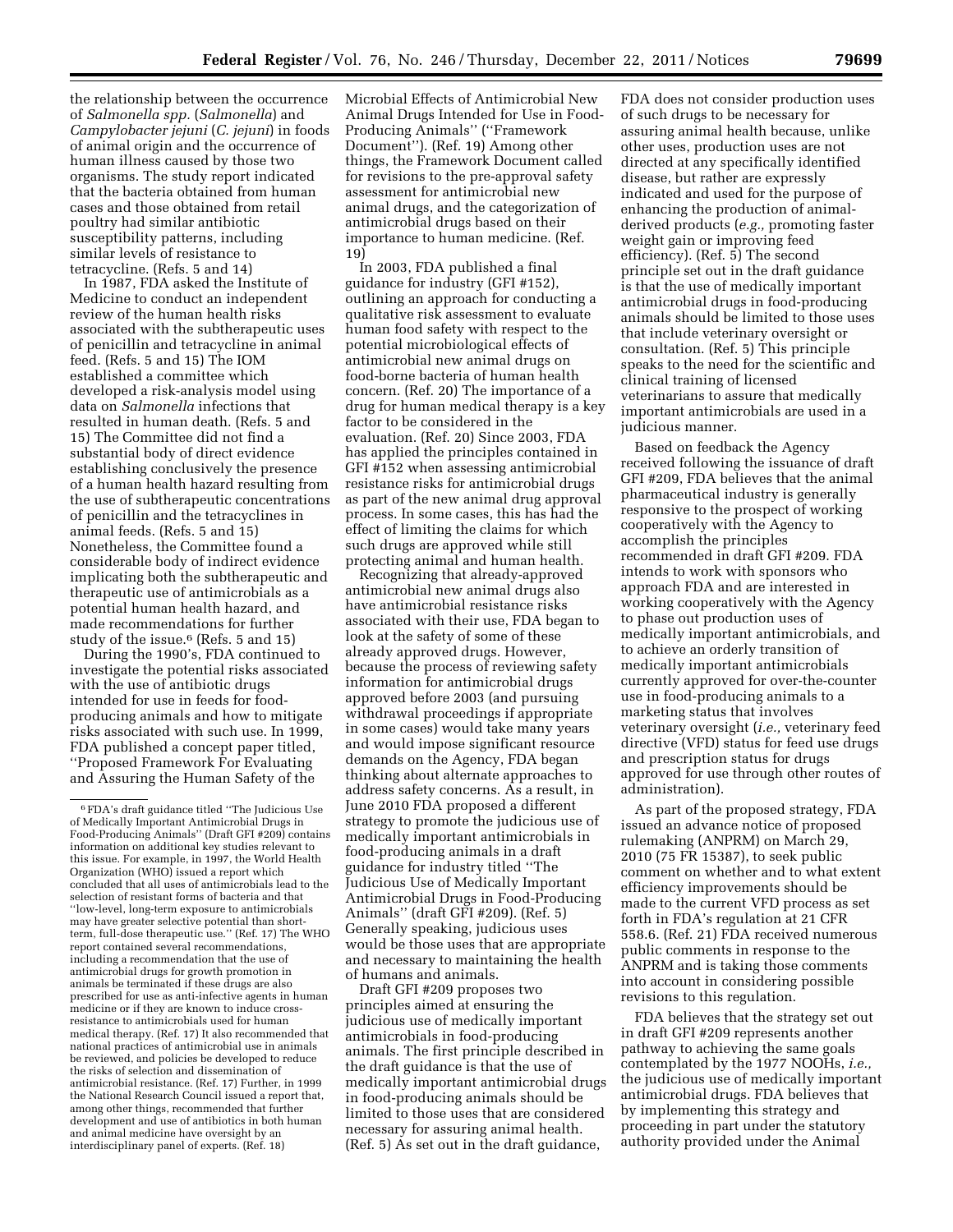the relationship between the occurrence of *Salmonella spp.* (*Salmonella*) and *Campylobacter jejuni* (*C. jejuni*) in foods of animal origin and the occurrence of human illness caused by those two organisms. The study report indicated that the bacteria obtained from human cases and those obtained from retail poultry had similar antibiotic susceptibility patterns, including similar levels of resistance to tetracycline. (Refs. 5 and 14)

In 1987, FDA asked the Institute of Medicine to conduct an independent review of the human health risks associated with the subtherapeutic uses of penicillin and tetracycline in animal feed. (Refs. 5 and 15) The IOM established a committee which developed a risk-analysis model using data on *Salmonella* infections that resulted in human death. (Refs. 5 and 15) The Committee did not find a substantial body of direct evidence establishing conclusively the presence of a human health hazard resulting from the use of subtherapeutic concentrations of penicillin and the tetracyclines in animal feeds. (Refs. 5 and 15) Nonetheless, the Committee found a considerable body of indirect evidence implicating both the subtherapeutic and therapeutic use of antimicrobials as a potential human health hazard, and made recommendations for further study of the issue.[6] (Refs. 5 and 15)

During the 1990's, FDA continued to investigate the potential risks associated with the use of antibiotic drugs intended for use in feeds for food-producing animals and how to mitigate risks associated with such use. In 1999, FDA published a concept paper titled, "Proposed Framework For Evaluating and Assuring the Human Safety of the Microbial Effects of Antimicrobial New Animal Drugs Intended for Use in Food-Producing Animals" ("Framework Document"). (Ref. 19) Among other things, the Framework Document called for revisions to the pre-approval safety assessment for antimicrobial new animal drugs, and the categorization of antimicrobial drugs based on their importance to human medicine. (Ref. 19)

In 2003, FDA published a final guidance for industry (GFI #152), outlining an approach for conducting a qualitative risk assessment to evaluate human food safety with respect to the potential microbiological effects of antimicrobial new animal drugs on food-borne bacteria of human health concern. (Ref. 20) The importance of a drug for human medical therapy is a key factor to be considered in the evaluation. (Ref. 20) Since 2003, FDA has applied the principles contained in GFI #152 when assessing antimicrobial resistance risks for antimicrobial drugs as part of the new animal drug approval process. In some cases, this has had the effect of limiting the claims for which such drugs are approved while still protecting animal and human health.

Recognizing that already-approved antimicrobial new animal drugs also have antimicrobial resistance risks associated with their use, FDA began to look at the safety of some of these already approved drugs. However, because the process of reviewing safety information for antimicrobial drugs approved before 2003 (and pursuing withdrawal proceedings if appropriate in some cases) would take many years and would impose significant resource demands on the Agency, FDA began thinking about alternate approaches to address safety concerns. As a result, in June 2010 FDA proposed a different strategy to promote the judicious use of medically important antimicrobials in food-producing animals in a draft guidance for industry titled "The Judicious Use of Medically Important Antimicrobial Drugs in Food-Producing Animals" (draft GFI #209). (Ref. 5) Generally speaking, judicious uses would be those uses that are appropriate and necessary to maintaining the health of humans and animals.

Draft GFI #209 proposes two principles aimed at ensuring the judicious use of medically important antimicrobials in food-producing animals. The first principle described in the draft guidance is that the use of medically important antimicrobial drugs in food-producing animals should be limited to those uses that are considered necessary for assuring animal health. (Ref. 5) As set out in the draft guidance, FDA does not consider production uses of such drugs to be necessary for assuring animal health because, unlike other uses, production uses are not directed at any specifically identified disease, but rather are expressly indicated and used for the purpose of enhancing the production of animal-derived products (*e.g.,* promoting faster weight gain or improving feed efficiency). (Ref. 5) The second principle set out in the draft guidance is that the use of medically important antimicrobial drugs in food-producing animals should be limited to those uses that include veterinary oversight or consultation. (Ref. 5) This principle speaks to the need for the scientific and clinical training of licensed veterinarians to assure that medically important antimicrobials are used in a judicious manner.

Based on feedback the Agency received following the issuance of draft GFI #209, FDA believes that the animal pharmaceutical industry is generally responsive to the prospect of working cooperatively with the Agency to accomplish the principles recommended in draft GFI #209. FDA intends to work with sponsors who approach FDA and are interested in working cooperatively with the Agency to phase out production uses of medically important antimicrobials, and to achieve an orderly transition of medically important antimicrobials currently approved for over-the-counter use in food-producing animals to a marketing status that involves veterinary oversight (*i.e.,* veterinary feed directive (VFD) status for feed use drugs and prescription status for drugs approved for use through other routes of administration).

As part of the proposed strategy, FDA issued an advance notice of proposed rulemaking (ANPRM) on March 29, 2010 (75 FR 15387), to seek public comment on whether and to what extent efficiency improvements should be made to the current VFD process as set forth in FDA's regulation at 21 CFR 558.6. (Ref. 21) FDA received numerous public comments in response to the ANPRM and is taking those comments into account in considering possible revisions to this regulation.

FDA believes that the strategy set out in draft GFI #209 represents another pathway to achieving the same goals contemplated by the 1977 NOOHs, *i.e.,* the judicious use of medically important antimicrobial drugs. FDA believes that by implementing this strategy and proceeding in part under the statutory authority provided under the Animal

---

[6] FDA's draft guidance titled "The Judicious Use of Medically Important Antimicrobial Drugs in Food-Producing Animals" (Draft GFI #209) contains information on additional key studies relevant to this issue. For example, in 1997, the World Health Organization (WHO) issued a report which concluded that all uses of antimicrobials lead to the selection of resistant forms of bacteria and that "low-level, long-term exposure to antimicrobials may have greater selective potential than short-term, full-dose therapeutic use." (Ref. 17) The WHO report contained several recommendations, including a recommendation that the use of antimicrobial drugs for growth promotion in animals be terminated if these drugs are also prescribed for use as anti-infective agents in human medicine or if they are known to induce cross-resistance to antimicrobials used for human medical therapy. (Ref. 17) It also recommended that national practices of antimicrobial use in animals be reviewed, and policies be developed to reduce the risks of selection and dissemination of antimicrobial resistance. (Ref. 17) Further, in 1999 the National Research Council issued a report that, among other things, recommended that further development and use of antibiotics in both human and animal medicine have oversight by an interdisciplinary panel of experts. (Ref. 18)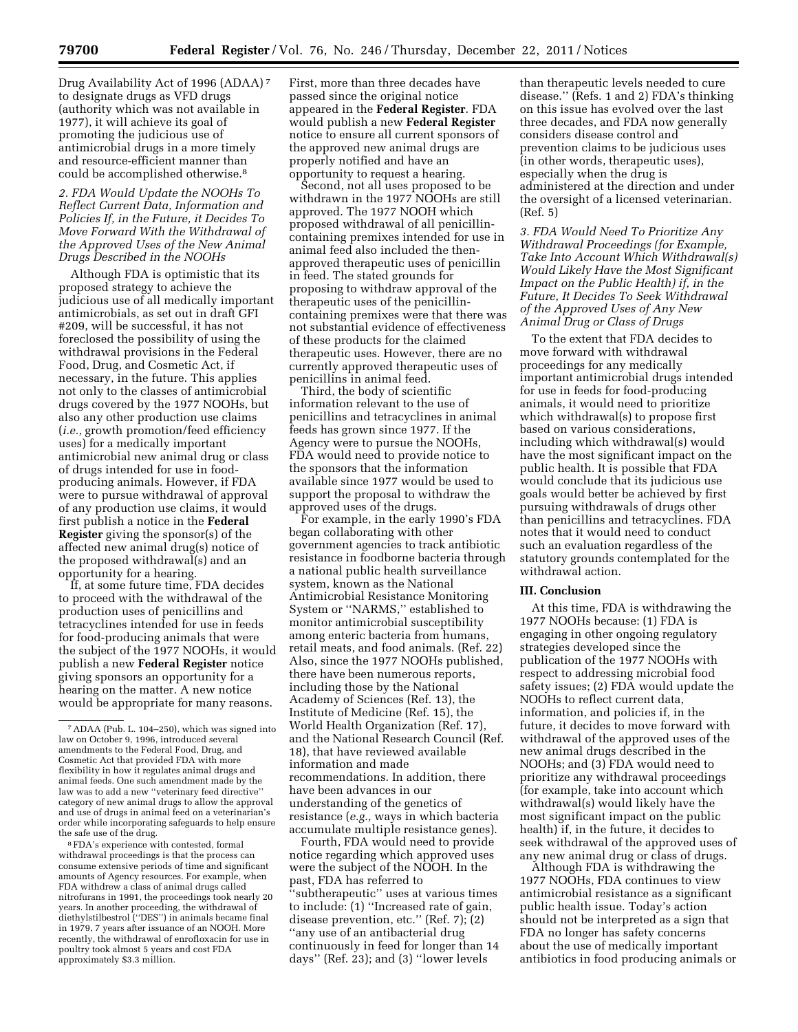Drug Availability Act of 1996 (ADAA)[7] to designate drugs as VFD drugs (authority which was not available in 1977), it will achieve its goal of promoting the judicious use of antimicrobial drugs in a more timely and resource-efficient manner than could be accomplished otherwise.[8]

*2. FDA Would Update the NOOHs To Reflect Current Data, Information and Policies If, in the Future, it Decides To Move Forward With the Withdrawal of the Approved Uses of the New Animal Drugs Described in the NOOHs*

Although FDA is optimistic that its proposed strategy to achieve the judicious use of all medically important antimicrobials, as set out in draft GFI #209, will be successful, it has not foreclosed the possibility of using the withdrawal provisions in the Federal Food, Drug, and Cosmetic Act, if necessary, in the future. This applies not only to the classes of antimicrobial drugs covered by the 1977 NOOHs, but also any other production use claims (*i.e.,* growth promotion/feed efficiency uses) for a medically important antimicrobial new animal drug or class of drugs intended for use in food-producing animals. However, if FDA were to pursue withdrawal of approval of any production use claims, it would first publish a notice in the **Federal Register** giving the sponsor(s) of the affected new animal drug(s) notice of the proposed withdrawal(s) and an opportunity for a hearing.

If, at some future time, FDA decides to proceed with the withdrawal of the production uses of penicillins and tetracyclines intended for use in feeds for food-producing animals that were the subject of the 1977 NOOHs, it would publish a new **Federal Register** notice giving sponsors an opportunity for a hearing on the matter. A new notice would be appropriate for many reasons. First, more than three decades have passed since the original notice appeared in the **Federal Register**. FDA would publish a new **Federal Register** notice to ensure all current sponsors of the approved new animal drugs are properly notified and have an opportunity to request a hearing.

Second, not all uses proposed to be withdrawn in the 1977 NOOHs are still approved. The 1977 NOOH which proposed withdrawal of all penicillin-containing premixes intended for use in animal feed also included the then-approved therapeutic uses of penicillin in feed. The stated grounds for proposing to withdraw approval of the therapeutic uses of the penicillin-containing premixes were that there was not substantial evidence of effectiveness of these products for the claimed therapeutic uses. However, there are no currently approved therapeutic uses of penicillins in animal feed.

Third, the body of scientific information relevant to the use of penicillins and tetracyclines in animal feeds has grown since 1977. If the Agency were to pursue the NOOHs, FDA would need to provide notice to the sponsors that the information available since 1977 would be used to support the proposal to withdraw the approved uses of the drugs.

For example, in the early 1990's FDA began collaborating with other government agencies to track antibiotic resistance in foodborne bacteria through a national public health surveillance system, known as the National Antimicrobial Resistance Monitoring System or ''NARMS,'' established to monitor antimicrobial susceptibility among enteric bacteria from humans, retail meats, and food animals. (Ref. 22) Also, since the 1977 NOOHs published, there have been numerous reports, including those by the National Academy of Sciences (Ref. 13), the Institute of Medicine (Ref. 15), the World Health Organization (Ref. 17), and the National Research Council (Ref. 18), that have reviewed available information and made recommendations. In addition, there have been advances in our understanding of the genetics of resistance (*e.g.,* ways in which bacteria accumulate multiple resistance genes).

Fourth, FDA would need to provide notice regarding which approved uses were the subject of the NOOH. In the past, FDA has referred to ''subtherapeutic'' uses at various times to include: (1) ''Increased rate of gain, disease prevention, etc.'' (Ref. 7); (2) ''any use of an antibacterial drug continuously in feed for longer than 14 days'' (Ref. 23); and (3) ''lower levels than therapeutic levels needed to cure disease.'' (Refs. 1 and 2) FDA's thinking on this issue has evolved over the last three decades, and FDA now generally considers disease control and prevention claims to be judicious uses (in other words, therapeutic uses), especially when the drug is administered at the direction and under the oversight of a licensed veterinarian. (Ref. 5)

*3. FDA Would Need To Prioritize Any Withdrawal Proceedings (for Example, Take Into Account Which Withdrawal(s) Would Likely Have the Most Significant Impact on the Public Health) if, in the Future, It Decides To Seek Withdrawal of the Approved Uses of Any New Animal Drug or Class of Drugs*

To the extent that FDA decides to move forward with withdrawal proceedings for any medically important antimicrobial drugs intended for use in feeds for food-producing animals, it would need to prioritize which withdrawal(s) to propose first based on various considerations, including which withdrawal(s) would have the most significant impact on the public health. It is possible that FDA would conclude that its judicious use goals would better be achieved by first pursuing withdrawals of drugs other than penicillins and tetracyclines. FDA notes that it would need to conduct such an evaluation regardless of the statutory grounds contemplated for the withdrawal action.

## III. Conclusion

At this time, FDA is withdrawing the 1977 NOOHs because: (1) FDA is engaging in other ongoing regulatory strategies developed since the publication of the 1977 NOOHs with respect to addressing microbial food safety issues; (2) FDA would update the NOOHs to reflect current data, information, and policies if, in the future, it decides to move forward with withdrawal of the approved uses of the new animal drugs described in the NOOHs; and (3) FDA would need to prioritize any withdrawal proceedings (for example, take into account which withdrawal(s) would likely have the most significant impact on the public health) if, in the future, it decides to seek withdrawal of the approved uses of any new animal drug or class of drugs.

Although FDA is withdrawing the 1977 NOOHs, FDA continues to view antimicrobial resistance as a significant public health issue. Today's action should not be interpreted as a sign that FDA no longer has safety concerns about the use of medically important antibiotics in food producing animals or

---

[7] ADAA (Pub. L. 104–250), which was signed into law on October 9, 1996, introduced several amendments to the Federal Food, Drug, and Cosmetic Act that provided FDA with more flexibility in how it regulates animal drugs and animal feeds. One such amendment made by the law was to add a new ''veterinary feed directive'' category of new animal drugs to allow the approval and use of drugs in animal feed on a veterinarian's order while incorporating safeguards to help ensure the safe use of the drug.

[8] FDA's experience with contested, formal withdrawal proceedings is that the process can consume extensive periods of time and significant amounts of Agency resources. For example, when FDA withdrew a class of animal drugs called nitrofurans in 1991, the proceedings took nearly 20 years. In another proceeding, the withdrawal of diethylstilbestrol (''DES'') in animals became final in 1979, 7 years after issuance of an NOOH. More recently, the withdrawal of enrofloxacin for use in poultry took almost 5 years and cost FDA approximately $3.3 million.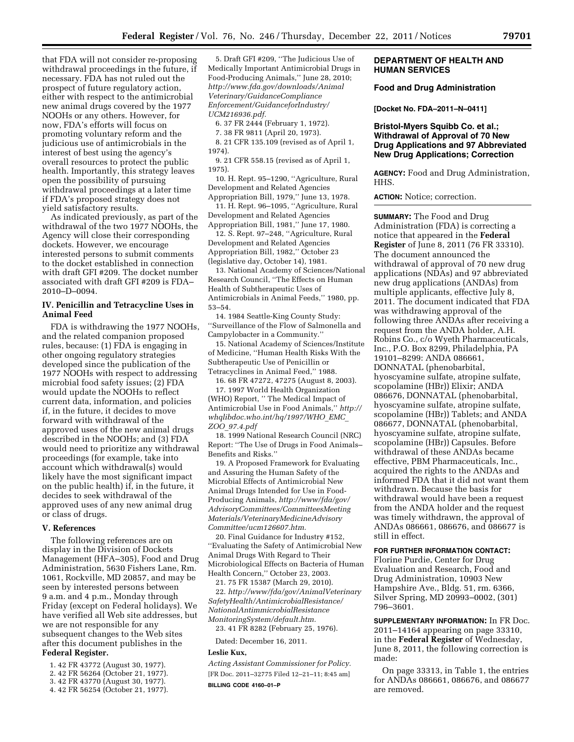that FDA will not consider re-proposing withdrawal proceedings in the future, if necessary. FDA has not ruled out the prospect of future regulatory action, either with respect to the antimicrobial new animal drugs covered by the 1977 NOOHs or any others. However, for now, FDA's efforts will focus on promoting voluntary reform and the judicious use of antimicrobials in the interest of best using the agency's overall resources to protect the public health. Importantly, this strategy leaves open the possibility of pursuing withdrawal proceedings at a later time if FDA's proposed strategy does not yield satisfactory results.

As indicated previously, as part of the withdrawal of the two 1977 NOOHs, the Agency will close their corresponding dockets. However, we encourage interested persons to submit comments to the docket established in connection with draft GFI #209. The docket number associated with draft GFI #209 is FDA–2010–D–0094.

## IV. Penicillin and Tetracycline Uses in Animal Feed

FDA is withdrawing the 1977 NOOHs, and the related companion proposed rules, because: (1) FDA is engaging in other ongoing regulatory strategies developed since the publication of the 1977 NOOHs with respect to addressing microbial food safety issues; (2) FDA would update the NOOHs to reflect current data, information, and policies if, in the future, it decides to move forward with withdrawal of the approved uses of the new animal drugs described in the NOOHs; and (3) FDA would need to prioritize any withdrawal proceedings (for example, take into account which withdrawal(s) would likely have the most significant impact on the public health) if, in the future, it decides to seek withdrawal of the approved uses of any new animal drug or class of drugs.

## V. References

The following references are on display in the Division of Dockets Management (HFA–305), Food and Drug Administration, 5630 Fishers Lane, Rm. 1061, Rockville, MD 20857, and may be seen by interested persons between 9 a.m. and 4 p.m., Monday through Friday (except on Federal holidays). We have verified all Web site addresses, but we are not responsible for any subsequent changes to the Web sites after this document publishes in the **Federal Register.**

1. 42 FR 43772 (August 30, 1977).
2. 42 FR 56264 (October 21, 1977).
3. 42 FR 43770 (August 30, 1977).
4. 42 FR 56254 (October 21, 1977).
5. Draft GFI #209, "The Judicious Use of Medically Important Antimicrobial Drugs in Food-Producing Animals," June 28, 2010; *http://www.fda.gov/downloads/Animal Veterinary/GuidanceCompliance Enforcement/GuidanceforIndustry/UCM216936.pdf.*
6. 37 FR 2444 (February 1, 1972).
7. 38 FR 9811 (April 20, 1973).
8. 21 CFR 135.109 (revised as of April 1, 1974).
9. 21 CFR 558.15 (revised as of April 1, 1975).
10. H. Rept. 95–1290, "Agriculture, Rural Development and Related Agencies Appropriation Bill, 1979," June 13, 1978.
11. H. Rept. 96–1095, "Agriculture, Rural Development and Related Agencies Appropriation Bill, 1981," June 17, 1980.
12. S. Rept. 97–248, "Agriculture, Rural Development and Related Agencies Appropriation Bill, 1982," October 23 (legislative day, October 14), 1981.
13. National Academy of Sciences/National Research Council, "The Effects on Human Health of Subtherapeutic Uses of Antimicrobials in Animal Feeds," 1980, pp. 53–54.
14. 1984 Seattle-King County Study: "Surveillance of the Flow of Salmonella and Campylobacter in a Community."
15. National Academy of Sciences/Institute of Medicine, "Human Health Risks With the Subtherapeutic Use of Penicillin or Tetracyclines in Animal Feed," 1988.
16. 68 FR 47272, 47275 (August 8, 2003).
17. 1997 World Health Organization (WHO) Report, " The Medical Impact of Antimicrobial Use in Food Animals," *http://whqlibdoc.who.int/hq/1997/WHO_EMC_ZOO_97.4.pdf*
18. 1999 National Research Council (NRC) Report: "The Use of Drugs in Food Animals–Benefits and Risks."
19. A Proposed Framework for Evaluating and Assuring the Human Safety of the Microbial Effects of Antimicrobial New Animal Drugs Intended for Use in Food-Producing Animals, *http://www/fda/gov/AdvisoryCommittees/CommitteesMeeting Materials/VeterinaryMedicineAdvisory Committee/ucm126607.htm.*
20. Final Guidance for Industry #152, "Evaluating the Safety of Antimicrobial New Animal Drugs With Regard to Their Microbiological Effects on Bacteria of Human Health Concern," October 23, 2003.
21. 75 FR 15387 (March 29, 2010).
22. *http://www/fda/gov/AnimalVeterinary SafetyHealth/AntimicrobialResistance/NationalAntimmicrobialResistance MonitoringSystem/default.htm.*
23. 41 FR 8282 (February 25, 1976).

Dated: December 16, 2011.

**Leslie Kux,**

*Acting Assistant Commissioner for Policy.*

[FR Doc. 2011–32775 Filed 12–21–11; 8:45 am]

**BILLING CODE 4160–01–P**

# DEPARTMENT OF HEALTH AND HUMAN SERVICES

## Food and Drug Administration

**[Docket No. FDA–2011–N–0411]**

## Bristol-Myers Squibb Co. et al.; Withdrawal of Approval of 70 New Drug Applications and 97 Abbreviated New Drug Applications; Correction

**AGENCY:** Food and Drug Administration, HHS.

**ACTION:** Notice; correction.

**SUMMARY:** The Food and Drug Administration (FDA) is correcting a notice that appeared in the **Federal Register** of June 8, 2011 (76 FR 33310). The document announced the withdrawal of approval of 70 new drug applications (NDAs) and 97 abbreviated new drug applications (ANDAs) from multiple applicants, effective July 8, 2011. The document indicated that FDA was withdrawing approval of the following three ANDAs after receiving a request from the ANDA holder, A.H. Robins Co., c/o Wyeth Pharmaceuticals, Inc., P.O. Box 8299, Philadelphia, PA 19101–8299: ANDA 086661, DONNATAL (phenobarbital, hyoscyamine sulfate, atropine sulfate, scopolamine (HBr)) Elixir; ANDA 086676, DONNATAL (phenobarbital, hyoscyamine sulfate, atropine sulfate, scopolamine (HBr)) Tablets; and ANDA 086677, DONNATAL (phenobarbital, hyoscyamine sulfate, atropine sulfate, scopolamine (HBr)) Capsules. Before withdrawal of these ANDAs became effective, PBM Pharmaceuticals, Inc., acquired the rights to the ANDAs and informed FDA that it did not want them withdrawn. Because the basis for withdrawal would have been a request from the ANDA holder and the request was timely withdrawn, the approval of ANDAs 086661, 086676, and 086677 is still in effect.

**FOR FURTHER INFORMATION CONTACT:** Florine Purdie, Center for Drug Evaluation and Research, Food and Drug Administration, 10903 New Hampshire Ave., Bldg. 51, rm. 6366, Silver Spring, MD 20993–0002, (301) 796–3601.

**SUPPLEMENTARY INFORMATION:** In FR Doc. 2011–14164 appearing on page 33310, in the **Federal Register** of Wednesday, June 8, 2011, the following correction is made:

On page 33313, in Table 1, the entries for ANDAs 086661, 086676, and 086677 are removed.